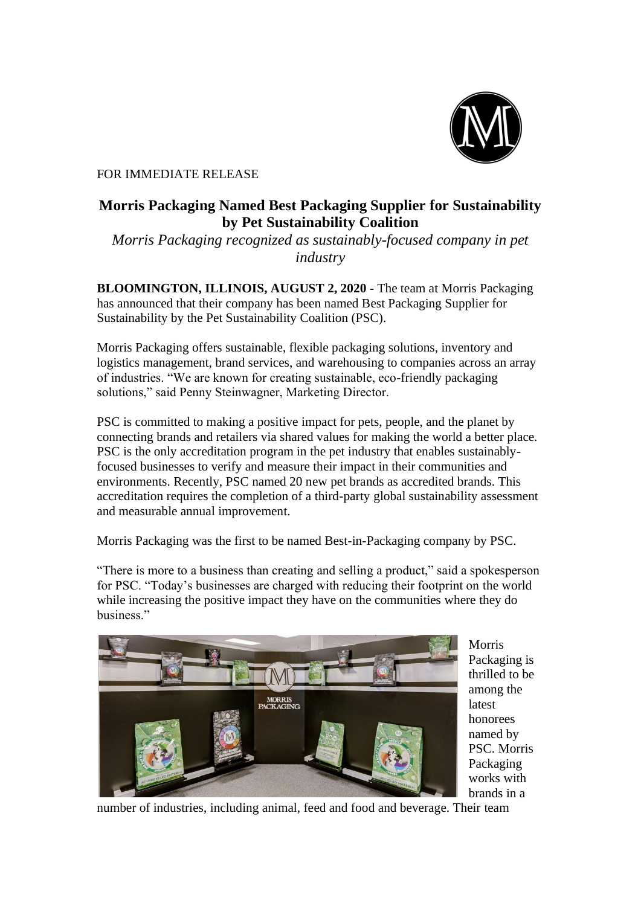FOR IMMEDIATE RELEASE

# Morris Packaging Named Best Packaging Supplier for Sustainability by Pet Sustainability Coalition

*Morris Packaging recognized as sustainably-focused company in pet industry*

**BLOOMINGTON, ILLINOIS, AUGUST 2, 2020 -** The team at Morris Packaging has announced that their company has been named Best Packaging Supplier for Sustainability by the Pet Sustainability Coalition (PSC).

Morris Packaging offers sustainable, flexible packaging solutions, inventory and logistics management, brand services, and warehousing to companies across an array of industries. "We are known for creating sustainable, eco-friendly packaging solutions," said Penny Steinwagner, Marketing Director.

PSC is committed to making a positive impact for pets, people, and the planet by connecting brands and retailers via shared values for making the world a better place. PSC is the only accreditation program in the pet industry that enables sustainably-focused businesses to verify and measure their impact in their communities and environments. Recently, PSC named 20 new pet brands as accredited brands. This accreditation requires the completion of a third-party global sustainability assessment and measurable annual improvement.

Morris Packaging was the first to be named Best-in-Packaging company by PSC.

"There is more to a business than creating and selling a product," said a spokesperson for PSC. "Today's businesses are charged with reducing their footprint on the world while increasing the positive impact they have on the communities where they do business."

Morris Packaging is thrilled to be among the latest honorees named by PSC. Morris Packaging works with brands in a number of industries, including animal, feed and food and beverage. Their team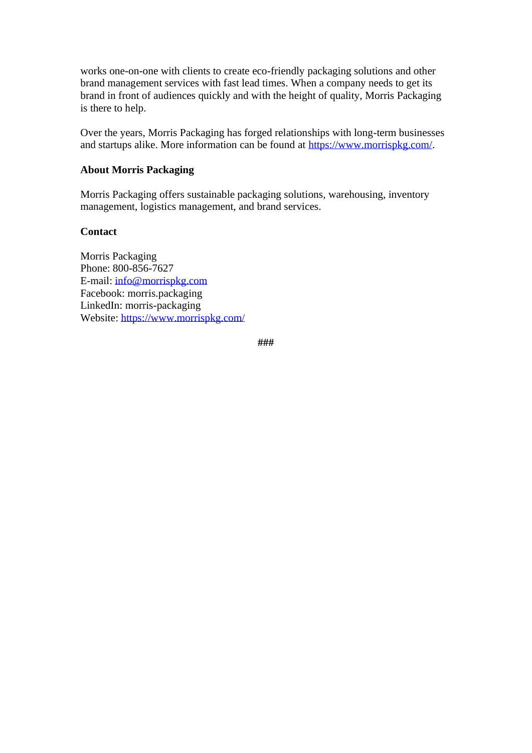works one-on-one with clients to create eco-friendly packaging solutions and other brand management services with fast lead times. When a company needs to get its brand in front of audiences quickly and with the height of quality, Morris Packaging is there to help.

Over the years, Morris Packaging has forged relationships with long-term businesses and startups alike. More information can be found at https://www.morrispkg.com/.

**About Morris Packaging**

Morris Packaging offers sustainable packaging solutions, warehousing, inventory management, logistics management, and brand services.

**Contact**

Morris Packaging
Phone: 800-856-7627
E-mail: info@morrispkg.com
Facebook: morris.packaging
LinkedIn: morris-packaging
Website: https://www.morrispkg.com/

###